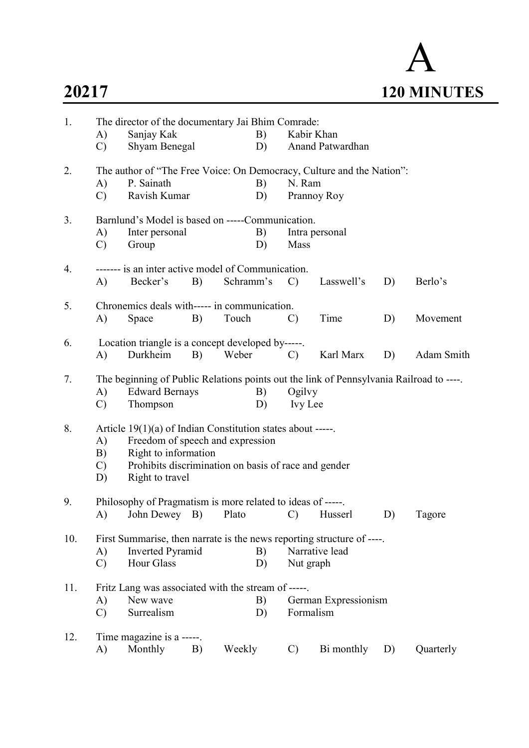# 20217

**A**

**120 MINUTES**

1. The director of the documentary Jai Bhim Comrade:
   A) Sanjay Kak
   B) Kabir Khan
   C) Shyam Benegal
   D) Anand Patwardhan

2. The author of "The Free Voice: On Democracy, Culture and the Nation":
   A) P. Sainath
   B) N. Ram
   C) Ravish Kumar
   D) Prannoy Roy

3. Barnlund's Model is based on -----Communication.
   A) Inter personal
   B) Intra personal
   C) Group
   D) Mass

4. ------- is an inter active model of Communication.
   A) Becker's
   B) Schramm's
   C) Lasswell's
   D) Berlo's

5. Chronemics deals with----- in communication.
   A) Space
   B) Touch
   C) Time
   D) Movement

6. Location triangle is a concept developed by-----.
   A) Durkheim
   B) Weber
   C) Karl Marx
   D) Adam Smith

7. The beginning of Public Relations points out the link of Pennsylvania Railroad to ----.
   A) Edward Bernays
   B) Ogilvy
   C) Thompson
   D) Ivy Lee

8. Article 19(1)(a) of Indian Constitution states about -----.
   A) Freedom of speech and expression
   B) Right to information
   C) Prohibits discrimination on basis of race and gender
   D) Right to travel

9. Philosophy of Pragmatism is more related to ideas of -----.
   A) John Dewey
   B) Plato
   C) Husserl
   D) Tagore

10. First Summarise, then narrate is the news reporting structure of ----.
    A) Inverted Pyramid
    B) Narrative lead
    C) Hour Glass
    D) Nut graph

11. Fritz Lang was associated with the stream of -----.
    A) New wave
    B) German Expressionism
    C) Surrealism
    D) Formalism

12. Time magazine is a -----.
    A) Monthly
    B) Weekly
    C) Bi monthly
    D) Quarterly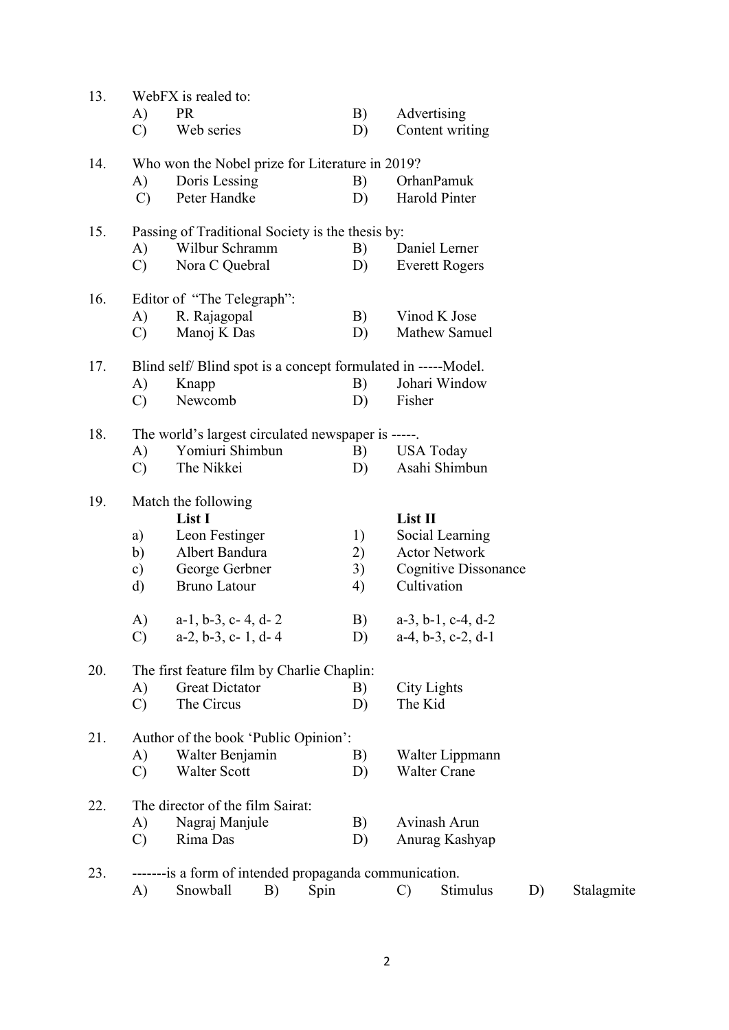13. WebFX is realed to:
    - A) PR
    - B) Advertising
    - C) Web series
    - D) Content writing

14. Who won the Nobel prize for Literature in 2019?
    - A) Doris Lessing
    - B) OrhanPamuk
    - C) Peter Handke
    - D) Harold Pinter

15. Passing of Traditional Society is the thesis by:
    - A) Wilbur Schramm
    - B) Daniel Lerner
    - C) Nora C Quebral
    - D) Everett Rogers

16. Editor of "The Telegraph":
    - A) R. Rajagopal
    - B) Vinod K Jose
    - C) Manoj K Das
    - D) Mathew Samuel

17. Blind self/ Blind spot is a concept formulated in -----Model.
    - A) Knapp
    - B) Johari Window
    - C) Newcomb
    - D) Fisher

18. The world's largest circulated newspaper is -----.
    - A) Yomiuri Shimbun
    - B) USA Today
    - C) The Nikkei
    - D) Asahi Shimbun

19. Match the following

| | List I | | List II |
|---|---|---|---|
| a) | Leon Festinger | 1) | Social Learning |
| b) | Albert Bandura | 2) | Actor Network |
| c) | George Gerbner | 3) | Cognitive Dissonance |
| d) | Bruno Latour | 4) | Cultivation |

    - A) a-1, b-3, c- 4, d- 2
    - B) a-3, b-1, c-4, d-2
    - C) a-2, b-3, c- 1, d- 4
    - D) a-4, b-3, c-2, d-1

20. The first feature film by Charlie Chaplin:
    - A) Great Dictator
    - B) City Lights
    - C) The Circus
    - D) The Kid

21. Author of the book 'Public Opinion':
    - A) Walter Benjamin
    - B) Walter Lippmann
    - C) Walter Scott
    - D) Walter Crane

22. The director of the film Sairat:
    - A) Nagraj Manjule
    - B) Avinash Arun
    - C) Rima Das
    - D) Anurag Kashyap

23. -------is a form of intended propaganda communication.
    - A) Snowball
    - B) Spin
    - C) Stimulus
    - D) Stalagmite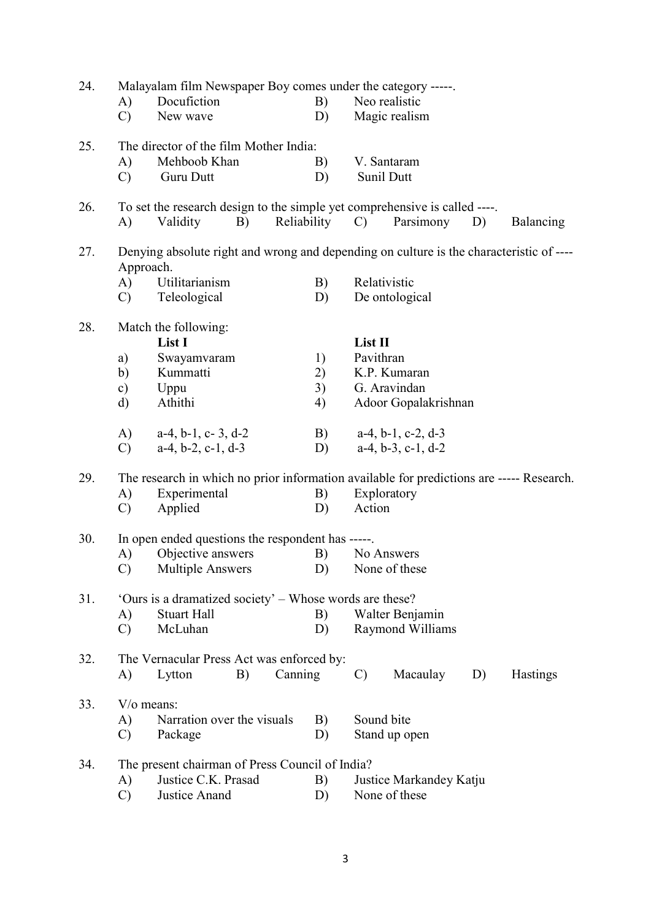24. Malayalam film Newspaper Boy comes under the category -----.

    A) Docufiction
    B) Neo realistic
    C) New wave
    D) Magic realism

25. The director of the film Mother India:

    A) Mehboob Khan
    B) V. Santaram
    C) Guru Dutt
    D) Sunil Dutt

26. To set the research design to the simple yet comprehensive is called ----.

    A) Validity
    B) Reliability
    C) Parsimony
    D) Balancing

27. Denying absolute right and wrong and depending on culture is the characteristic of ---- Approach.

    A) Utilitarianism
    B) Relativistic
    C) Teleological
    D) De ontological

28. Match the following:

| | **List I** | | **List II** |
|---|---|---|---|
| a) | Swayamvaram | 1) | Pavithran |
| b) | Kummatti | 2) | K.P. Kumaran |
| c) | Uppu | 3) | G. Aravindan |
| d) | Athithi | 4) | Adoor Gopalakrishnan |

    A) a-4, b-1, c- 3, d-2
    B) a-4, b-1, c-2, d-3
    C) a-4, b-2, c-1, d-3
    D) a-4, b-3, c-1, d-2

29. The research in which no prior information available for predictions are ----- Research.

    A) Experimental
    B) Exploratory
    C) Applied
    D) Action

30. In open ended questions the respondent has -----.

    A) Objective answers
    B) No Answers
    C) Multiple Answers
    D) None of these

31. 'Ours is a dramatized society' – Whose words are these?

    A) Stuart Hall
    B) Walter Benjamin
    C) McLuhan
    D) Raymond Williams

32. The Vernacular Press Act was enforced by:

    A) Lytton
    B) Canning
    C) Macaulay
    D) Hastings

33. V/o means:

    A) Narration over the visuals
    B) Sound bite
    C) Package
    D) Stand up open

34. The present chairman of Press Council of India?

    A) Justice C.K. Prasad
    B) Justice Markandey Katju
    C) Justice Anand
    D) None of these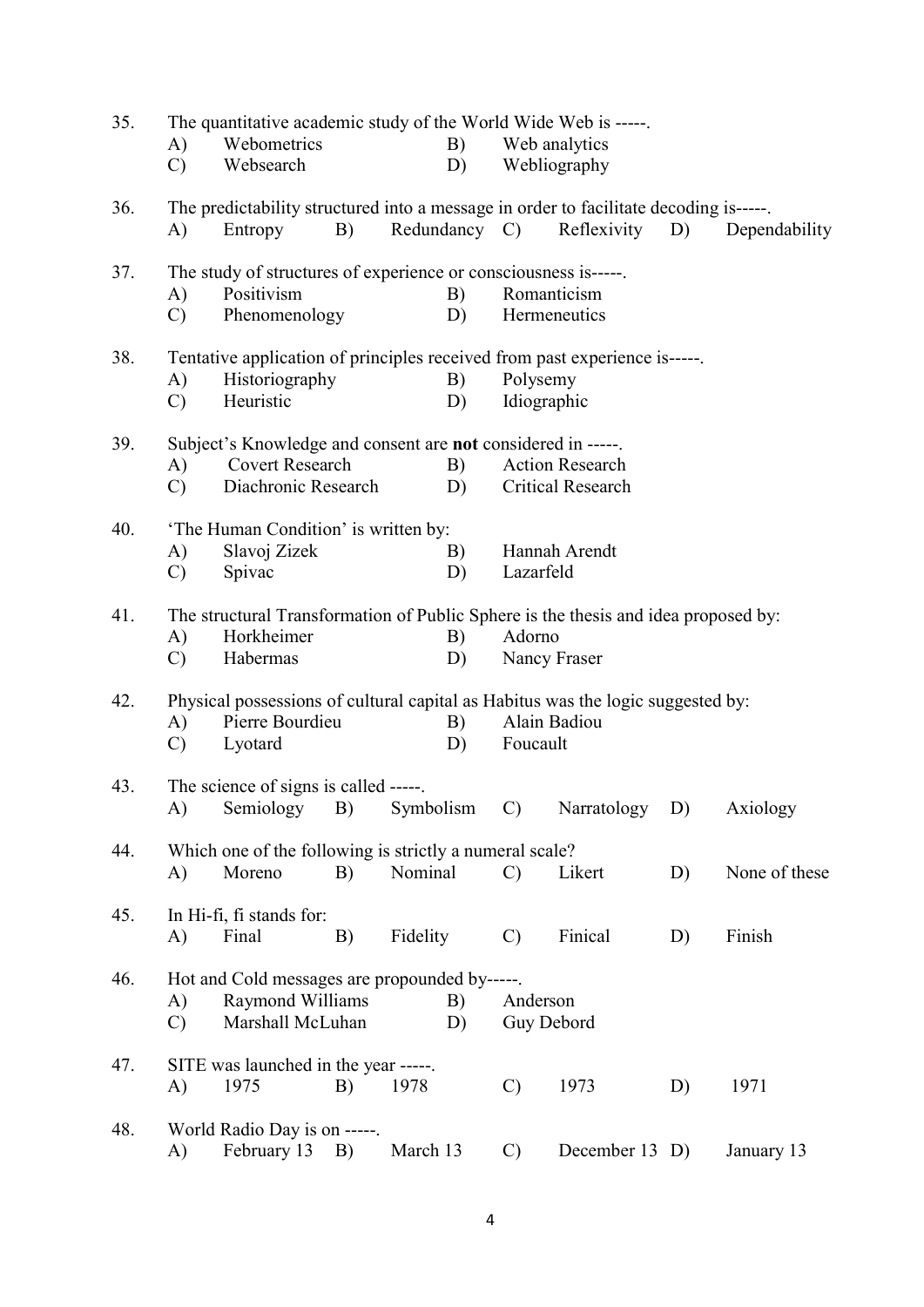35. The quantitative academic study of the World Wide Web is -----.
    A) Webometrics B) Web analytics
    C) Websearch D) Webliography

36. The predictability structured into a message in order to facilitate decoding is-----.
    A) Entropy B) Redundancy C) Reflexivity D) Dependability

37. The study of structures of experience or consciousness is-----.
    A) Positivism B) Romanticism
    C) Phenomenology D) Hermeneutics

38. Tentative application of principles received from past experience is-----.
    A) Historiography B) Polysemy
    C) Heuristic D) Idiographic

39. Subject's Knowledge and consent are **not** considered in -----.
    A) Covert Research B) Action Research
    C) Diachronic Research D) Critical Research

40. 'The Human Condition' is written by:
    A) Slavoj Zizek B) Hannah Arendt
    C) Spivac D) Lazarfeld

41. The structural Transformation of Public Sphere is the thesis and idea proposed by:
    A) Horkheimer B) Adorno
    C) Habermas D) Nancy Fraser

42. Physical possessions of cultural capital as Habitus was the logic suggested by:
    A) Pierre Bourdieu B) Alain Badiou
    C) Lyotard D) Foucault

43. The science of signs is called -----.
    A) Semiology B) Symbolism C) Narratology D) Axiology

44. Which one of the following is strictly a numeral scale?
    A) Moreno B) Nominal C) Likert D) None of these

45. In Hi-fi, fi stands for:
    A) Final B) Fidelity C) Finical D) Finish

46. Hot and Cold messages are propounded by-----.
    A) Raymond Williams B) Anderson
    C) Marshall McLuhan D) Guy Debord

47. SITE was launched in the year -----.
    A) 1975 B) 1978 C) 1973 D) 1971

48. World Radio Day is on -----.
    A) February 13 B) March 13 C) December 13 D) January 13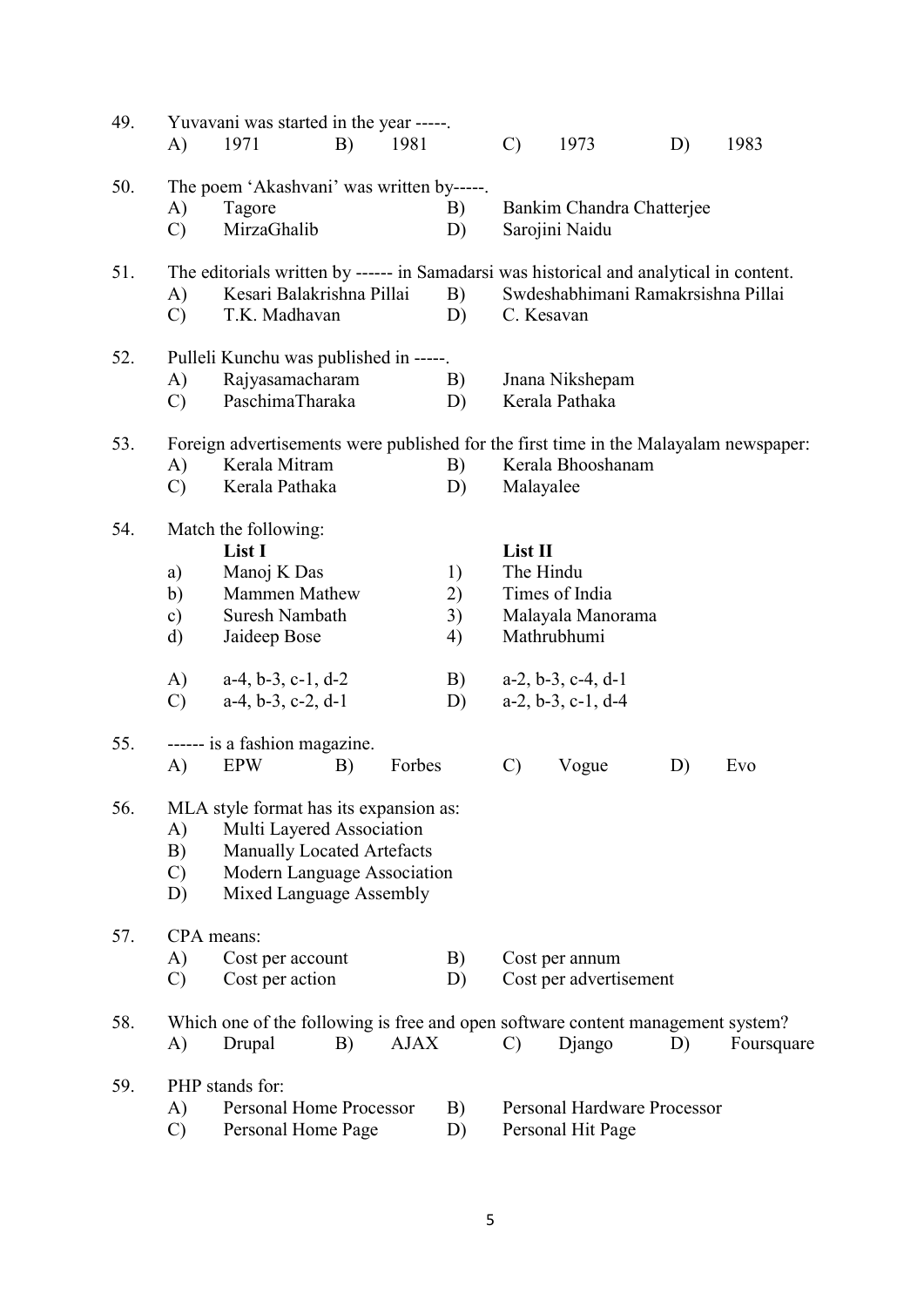49. Yuvavani was started in the year -----.

A) 1971 B) 1981 C) 1973 D) 1983

50. The poem 'Akashvani' was written by-----.

A) Tagore
B) Bankim Chandra Chatterjee
C) MirzaGhalib
D) Sarojini Naidu

51. The editorials written by ------ in Samadarsi was historical and analytical in content.

A) Kesari Balakrishna Pillai
B) Swdeshabhimani Ramakrsishna Pillai
C) T.K. Madhavan
D) C. Kesavan

52. Pulleli Kunchu was published in -----.

A) Rajyasamacharam
B) Jnana Nikshepam
C) PaschimaTharaka
D) Kerala Pathaka

53. Foreign advertisements were published for the first time in the Malayalam newspaper:

A) Kerala Mitram
B) Kerala Bhooshanam
C) Kerala Pathaka
D) Malayalee

54. Match the following:

| | List I | | List II |
|---|---|---|---|
| a) | Manoj K Das | 1) | The Hindu |
| b) | Mammen Mathew | 2) | Times of India |
| c) | Suresh Nambath | 3) | Malayala Manorama |
| d) | Jaideep Bose | 4) | Mathrubhumi |

A) a-4, b-3, c-1, d-2
B) a-2, b-3, c-4, d-1
C) a-4, b-3, c-2, d-1
D) a-2, b-3, c-1, d-4

55. ------ is a fashion magazine.

A) EPW B) Forbes C) Vogue D) Evo

56. MLA style format has its expansion as:

A) Multi Layered Association
B) Manually Located Artefacts
C) Modern Language Association
D) Mixed Language Assembly

57. CPA means:

A) Cost per account
B) Cost per annum
C) Cost per action
D) Cost per advertisement

58. Which one of the following is free and open software content management system?

A) Drupal B) AJAX C) Django D) Foursquare

59. PHP stands for:

A) Personal Home Processor
B) Personal Hardware Processor
C) Personal Home Page
D) Personal Hit Page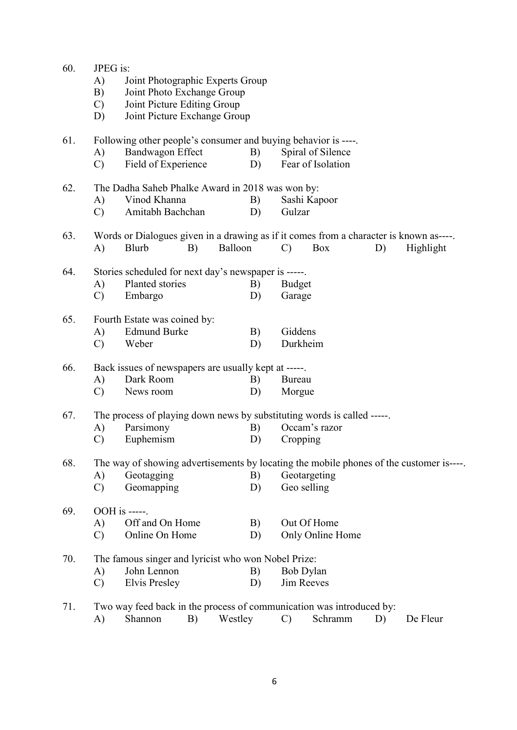60. JPEG is:
    A) Joint Photographic Experts Group
    B) Joint Photo Exchange Group
    C) Joint Picture Editing Group
    D) Joint Picture Exchange Group

61. Following other people's consumer and buying behavior is ----.
    A) Bandwagon Effect B) Spiral of Silence
    C) Field of Experience D) Fear of Isolation

62. The Dadha Saheb Phalke Award in 2018 was won by:
    A) Vinod Khanna B) Sashi Kapoor
    C) Amitabh Bachchan D) Gulzar

63. Words or Dialogues given in a drawing as if it comes from a character is known as----.
    A) Blurb B) Balloon C) Box D) Highlight

64. Stories scheduled for next day's newspaper is -----.
    A) Planted stories B) Budget
    C) Embargo D) Garage

65. Fourth Estate was coined by:
    A) Edmund Burke B) Giddens
    C) Weber D) Durkheim

66. Back issues of newspapers are usually kept at -----.
    A) Dark Room B) Bureau
    C) News room D) Morgue

67. The process of playing down news by substituting words is called -----.
    A) Parsimony B) Occam's razor
    C) Euphemism D) Cropping

68. The way of showing advertisements by locating the mobile phones of the customer is----.
    A) Geotagging B) Geotargeting
    C) Geomapping D) Geo selling

69. OOH is -----.
    A) Off and On Home B) Out Of Home
    C) Online On Home D) Only Online Home

70. The famous singer and lyricist who won Nobel Prize:
    A) John Lennon B) Bob Dylan
    C) Elvis Presley D) Jim Reeves

71. Two way feed back in the process of communication was introduced by:
    A) Shannon B) Westley C) Schramm D) De Fleur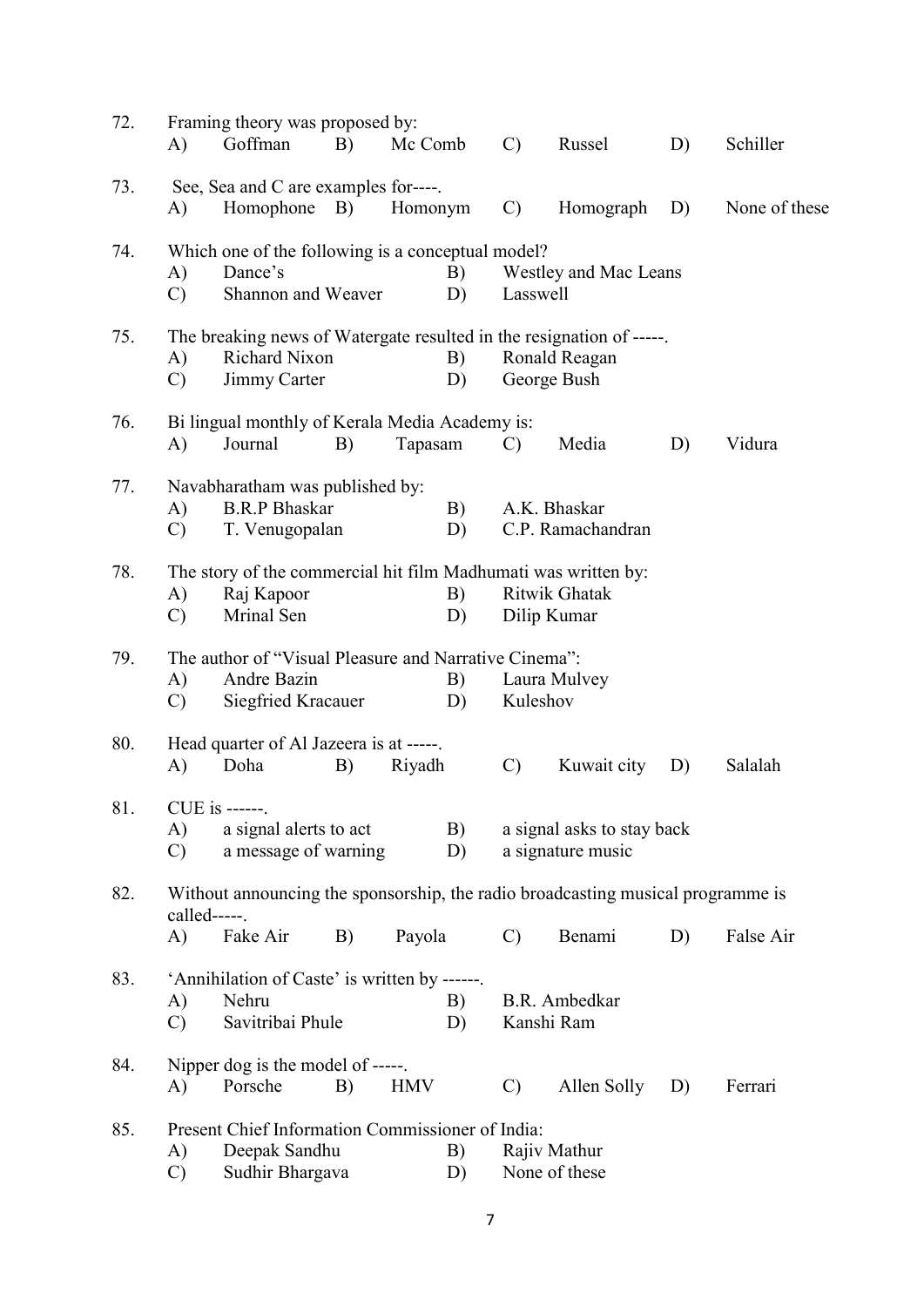72. Framing theory was proposed by:
    A) Goffman B) Mc Comb C) Russel D) Schiller

73. See, Sea and C are examples for----.
    A) Homophone B) Homonym C) Homograph D) None of these

74. Which one of the following is a conceptual model?
    A) Dance's B) Westley and Mac Leans
    C) Shannon and Weaver D) Lasswell

75. The breaking news of Watergate resulted in the resignation of -----.
    A) Richard Nixon B) Ronald Reagan
    C) Jimmy Carter D) George Bush

76. Bi lingual monthly of Kerala Media Academy is:
    A) Journal B) Tapasam C) Media D) Vidura

77. Navabharatham was published by:
    A) B.R.P Bhaskar B) A.K. Bhaskar
    C) T. Venugopalan D) C.P. Ramachandran

78. The story of the commercial hit film Madhumati was written by:
    A) Raj Kapoor B) Ritwik Ghatak
    C) Mrinal Sen D) Dilip Kumar

79. The author of "Visual Pleasure and Narrative Cinema":
    A) Andre Bazin B) Laura Mulvey
    C) Siegfried Kracauer D) Kuleshov

80. Head quarter of Al Jazeera is at -----.
    A) Doha B) Riyadh C) Kuwait city D) Salalah

81. CUE is ------.
    A) a signal alerts to act B) a signal asks to stay back
    C) a message of warning D) a signature music

82. Without announcing the sponsorship, the radio broadcasting musical programme is called-----.
    A) Fake Air B) Payola C) Benami D) False Air

83. 'Annihilation of Caste' is written by ------.
    A) Nehru B) B.R. Ambedkar
    C) Savitribai Phule D) Kanshi Ram

84. Nipper dog is the model of -----.
    A) Porsche B) HMV C) Allen Solly D) Ferrari

85. Present Chief Information Commissioner of India:
    A) Deepak Sandhu B) Rajiv Mathur
    C) Sudhir Bhargava D) None of these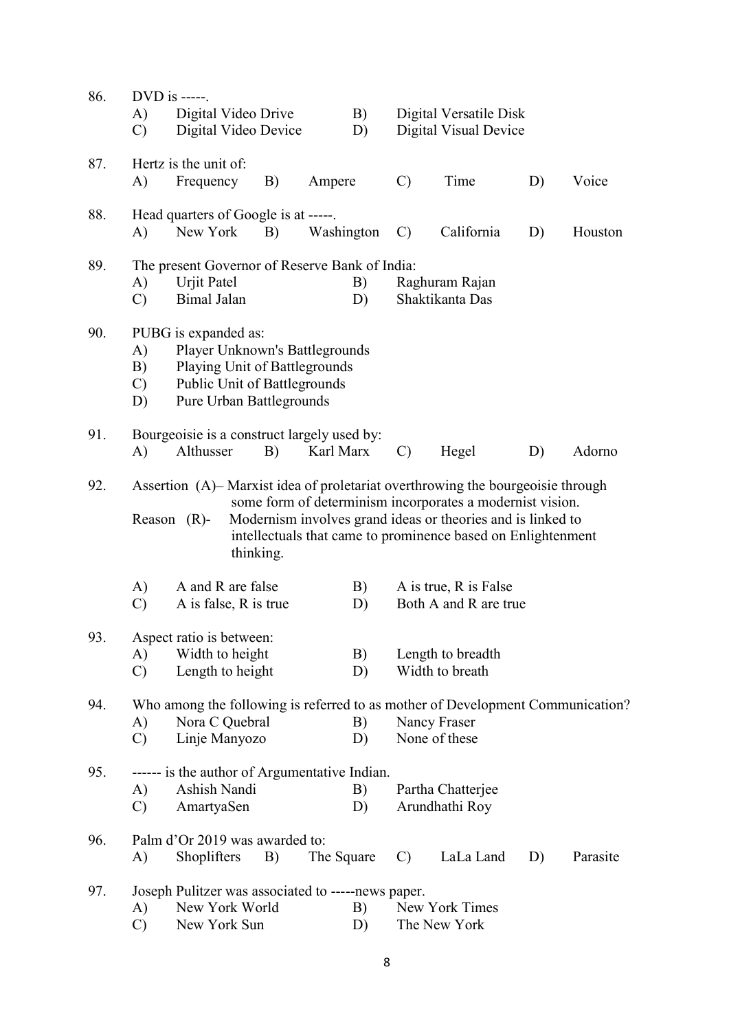86. DVD is -----.

A) Digital Video Drive B) Digital Versatile Disk
C) Digital Video Device D) Digital Visual Device

87. Hertz is the unit of:

A) Frequency B) Ampere C) Time D) Voice

88. Head quarters of Google is at -----.

A) New York B) Washington C) California D) Houston

89. The present Governor of Reserve Bank of India:

A) Urjit Patel B) Raghuram Rajan
C) Bimal Jalan D) Shaktikanta Das

90. PUBG is expanded as:

A) Player Unknown's Battlegrounds
B) Playing Unit of Battlegrounds
C) Public Unit of Battlegrounds
D) Pure Urban Battlegrounds

91. Bourgeoisie is a construct largely used by:

A) Althusser B) Karl Marx C) Hegel D) Adorno

92. Assertion (A)– Marxist idea of proletariat overthrowing the bourgeoisie through some form of determinism incorporates a modernist vision.

Reason (R)- Modernism involves grand ideas or theories and is linked to intellectuals that came to prominence based on Enlightenment thinking.

A) A and R are false B) A is true, R is False
C) A is false, R is true D) Both A and R are true

93. Aspect ratio is between:

A) Width to height B) Length to breadth
C) Length to height D) Width to breath

94. Who among the following is referred to as mother of Development Communication?

A) Nora C Quebral B) Nancy Fraser
C) Linje Manyozo D) None of these

95. ------ is the author of Argumentative Indian.

A) Ashish Nandi B) Partha Chatterjee
C) AmartyaSen D) Arundhathi Roy

96. Palm d'Or 2019 was awarded to:

A) Shoplifters B) The Square C) LaLa Land D) Parasite

97. Joseph Pulitzer was associated to -----news paper.

A) New York World B) New York Times
C) New York Sun D) The New York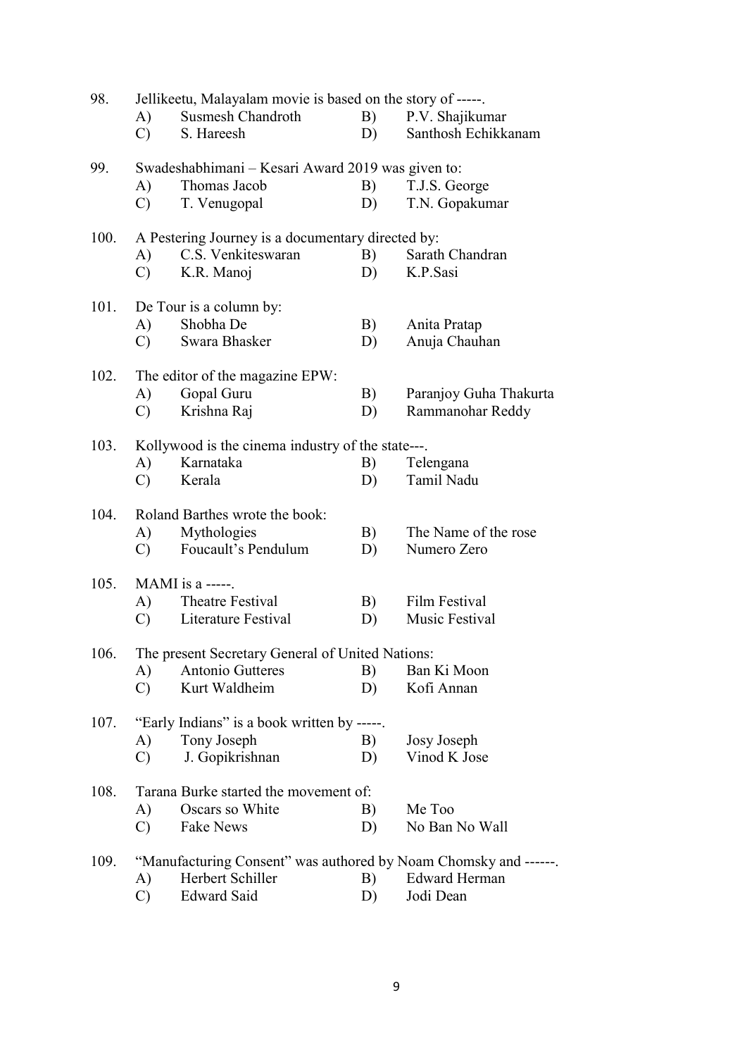98. Jellikeetu, Malayalam movie is based on the story of -----.

A) Susmesh Chandroth B) P.V. Shajikumar
C) S. Hareesh D) Santhosh Echikkanam

99. Swadeshabhimani – Kesari Award 2019 was given to:

A) Thomas Jacob B) T.J.S. George
C) T. Venugopal D) T.N. Gopakumar

100. A Pestering Journey is a documentary directed by:

A) C.S. Venkiteswaran B) Sarath Chandran
C) K.R. Manoj D) K.P.Sasi

101. De Tour is a column by:

A) Shobha De B) Anita Pratap
C) Swara Bhasker D) Anuja Chauhan

102. The editor of the magazine EPW:

A) Gopal Guru B) Paranjoy Guha Thakurta
C) Krishna Raj D) Rammanohar Reddy

103. Kollywood is the cinema industry of the state---.

A) Karnataka B) Telengana
C) Kerala D) Tamil Nadu

104. Roland Barthes wrote the book:

A) Mythologies B) The Name of the rose
C) Foucault's Pendulum D) Numero Zero

105. MAMI is a -----.

A) Theatre Festival B) Film Festival
C) Literature Festival D) Music Festival

106. The present Secretary General of United Nations:

A) Antonio Gutteres B) Ban Ki Moon
C) Kurt Waldheim D) Kofi Annan

107. "Early Indians" is a book written by -----.

A) Tony Joseph B) Josy Joseph
C) J. Gopikrishnan D) Vinod K Jose

108. Tarana Burke started the movement of:

A) Oscars so White B) Me Too
C) Fake News D) No Ban No Wall

109. "Manufacturing Consent" was authored by Noam Chomsky and ------.

A) Herbert Schiller B) Edward Herman
C) Edward Said D) Jodi Dean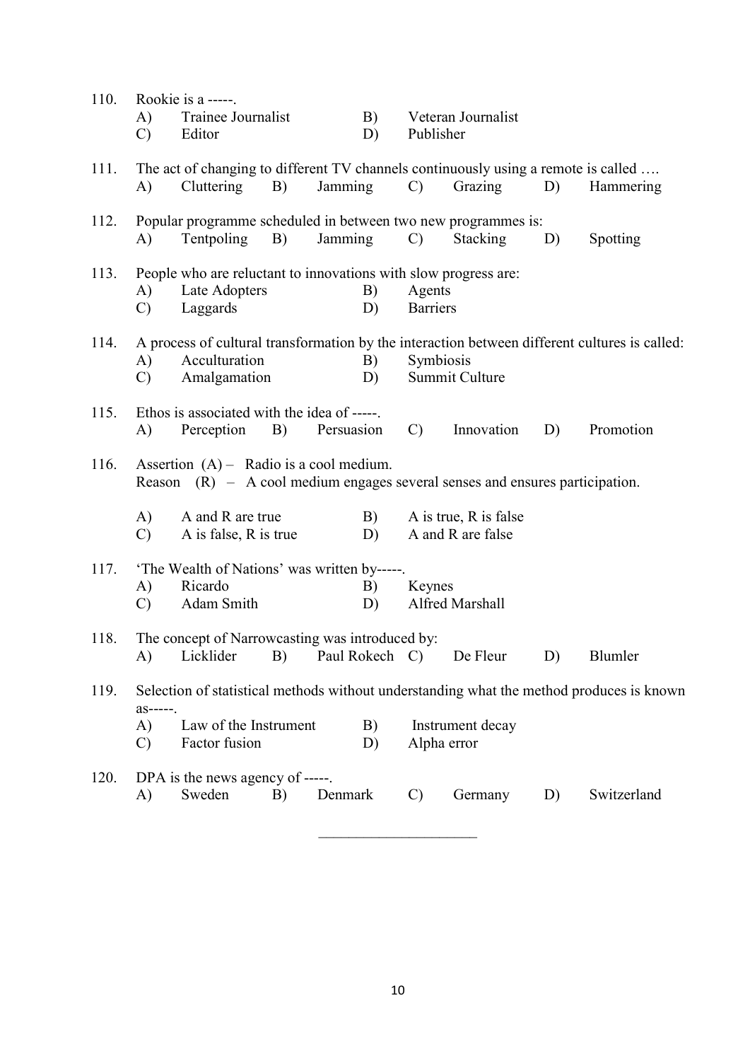110. Rookie is a -----.

A) Trainee Journalist B) Veteran Journalist
C) Editor D) Publisher

111. The act of changing to different TV channels continuously using a remote is called ….

A) Cluttering B) Jamming C) Grazing D) Hammering

112. Popular programme scheduled in between two new programmes is:

A) Tentpoling B) Jamming C) Stacking D) Spotting

113. People who are reluctant to innovations with slow progress are:

A) Late Adopters B) Agents
C) Laggards D) Barriers

114. A process of cultural transformation by the interaction between different cultures is called:

A) Acculturation B) Symbiosis
C) Amalgamation D) Summit Culture

115. Ethos is associated with the idea of -----.

A) Perception B) Persuasion C) Innovation D) Promotion

116. Assertion (A) – Radio is a cool medium.
Reason (R) – A cool medium engages several senses and ensures participation.

A) A and R are true B) A is true, R is false
C) A is false, R is true D) A and R are false

117. 'The Wealth of Nations' was written by-----.

A) Ricardo B) Keynes
C) Adam Smith D) Alfred Marshall

118. The concept of Narrowcasting was introduced by:

A) Licklider B) Paul Rokech C) De Fleur D) Blumler

119. Selection of statistical methods without understanding what the method produces is known as-----.

A) Law of the Instrument B) Instrument decay
C) Factor fusion D) Alpha error

120. DPA is the news agency of -----.

A) Sweden B) Denmark C) Germany D) Switzerland